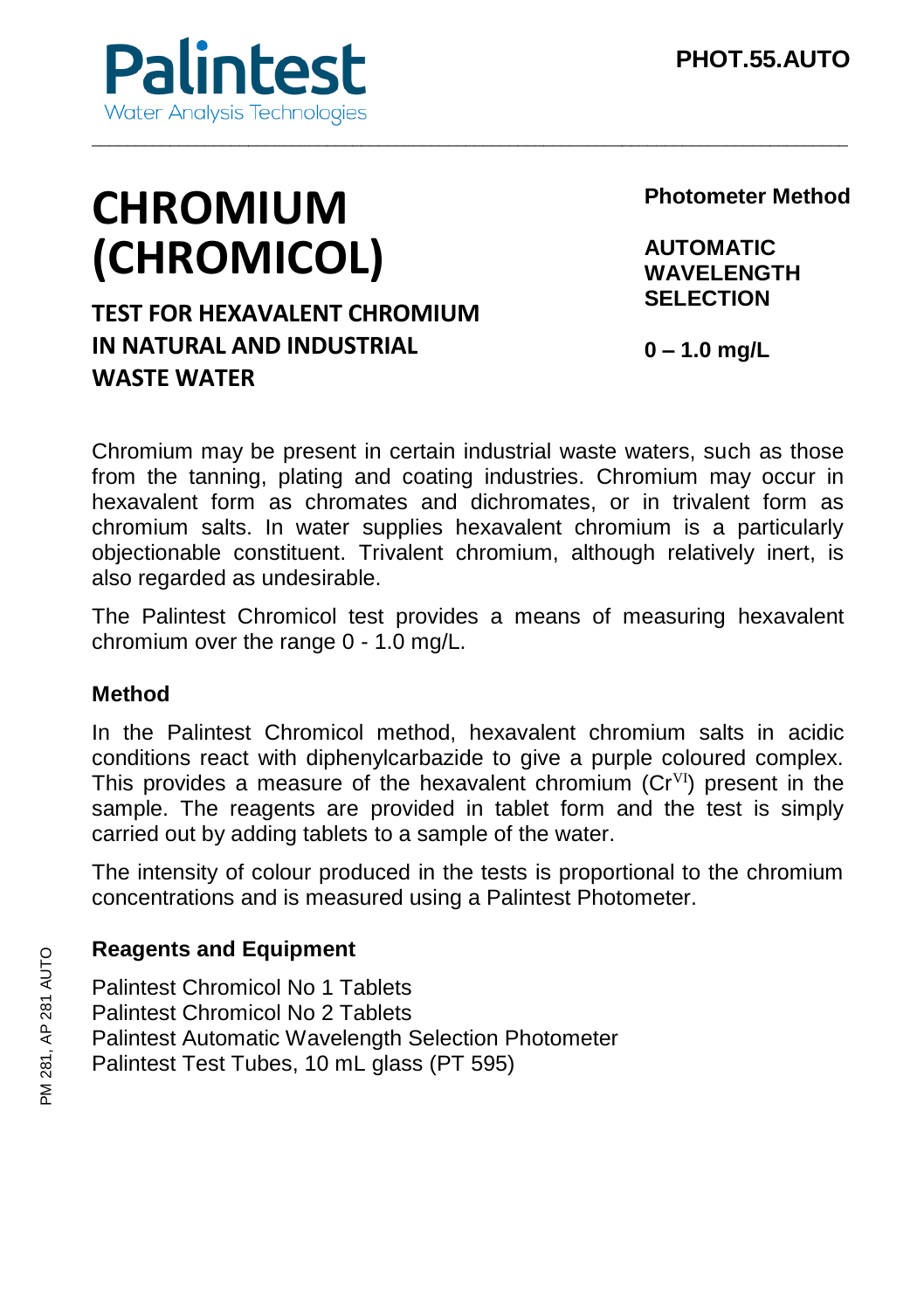Palintest
Water Analysis Technologies

PHOT.55.AUTO

# CHROMIUM (CHROMICOL)

## TEST FOR HEXAVALENT CHROMIUM IN NATURAL AND INDUSTRIAL WASTE WATER

**Photometer Method**

**AUTOMATIC WAVELENGTH SELECTION**

**0 – 1.0 mg/L**

Chromium may be present in certain industrial waste waters, such as those from the tanning, plating and coating industries. Chromium may occur in hexavalent form as chromates and dichromates, or in trivalent form as chromium salts. In water supplies hexavalent chromium is a particularly objectionable constituent. Trivalent chromium, although relatively inert, is also regarded as undesirable.

The Palintest Chromicol test provides a means of measuring hexavalent chromium over the range 0 - 1.0 mg/L.

### Method

In the Palintest Chromicol method, hexavalent chromium salts in acidic conditions react with diphenylcarbazide to give a purple coloured complex. This provides a measure of the hexavalent chromium ($Cr^{VI}$) present in the sample. The reagents are provided in tablet form and the test is simply carried out by adding tablets to a sample of the water.

The intensity of colour produced in the tests is proportional to the chromium concentrations and is measured using a Palintest Photometer.

### Reagents and Equipment

Palintest Chromicol No 1 Tablets
Palintest Chromicol No 2 Tablets
Palintest Automatic Wavelength Selection Photometer
Palintest Test Tubes, 10 mL glass (PT 595)

PM 281, AP 281 AUTO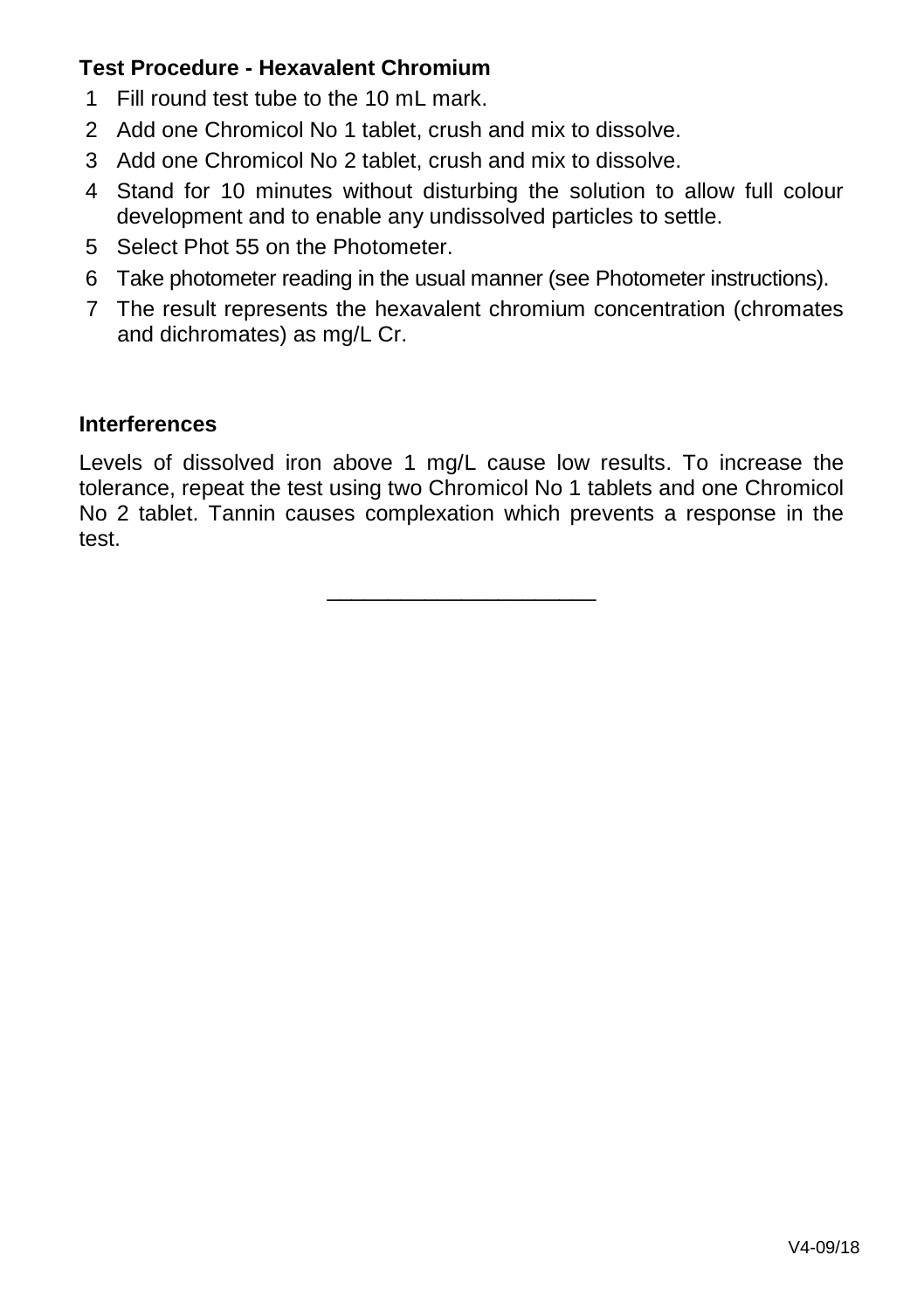### Test Procedure - Hexavalent Chromium

1. Fill round test tube to the 10 mL mark.
2. Add one Chromicol No 1 tablet, crush and mix to dissolve.
3. Add one Chromicol No 2 tablet, crush and mix to dissolve.
4. Stand for 10 minutes without disturbing the solution to allow full colour development and to enable any undissolved particles to settle.
5. Select Phot 55 on the Photometer.
6. Take photometer reading in the usual manner (see Photometer instructions).
7. The result represents the hexavalent chromium concentration (chromates and dichromates) as mg/L Cr.

### Interferences

Levels of dissolved iron above 1 mg/L cause low results. To increase the tolerance, repeat the test using two Chromicol No 1 tablets and one Chromicol No 2 tablet. Tannin causes complexation which prevents a response in the test.

---

V4-09/18